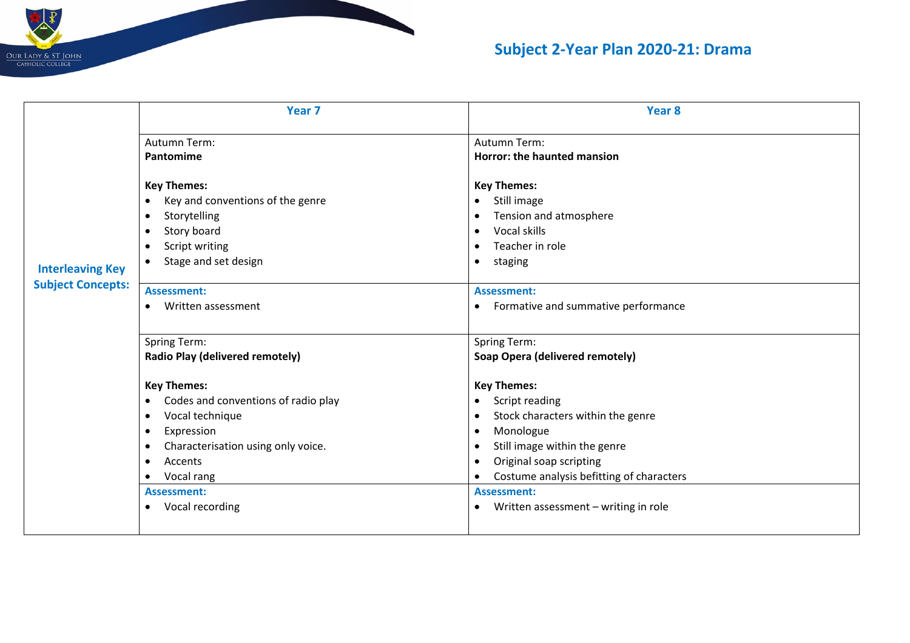# Subject 2-Year Plan 2020-21: Drama

| Interleaving Key Subject Concepts: | Year 7 | Year 8 |
|---|---|---|
| | Autumn Term:<br>**Pantomime**<br><br>**Key Themes:**<br>• Key and conventions of the genre<br>• Storytelling<br>• Story board<br>• Script writing<br>• Stage and set design | Autumn Term:<br>**Horror: the haunted mansion**<br><br>**Key Themes:**<br>• Still image<br>• Tension and atmosphere<br>• Vocal skills<br>• Teacher in role<br>• staging |
| | **Assessment:**<br>• Written assessment | **Assessment:**<br>• Formative and summative performance |
| | Spring Term:<br>**Radio Play (delivered remotely)**<br><br>**Key Themes:**<br>• Codes and conventions of radio play<br>• Vocal technique<br>• Expression<br>• Characterisation using only voice.<br>• Accents<br>• Vocal rang | Spring Term:<br>**Soap Opera (delivered remotely)**<br><br>**Key Themes:**<br>• Script reading<br>• Stock characters within the genre<br>• Monologue<br>• Still image within the genre<br>• Original soap scripting<br>• Costume analysis befitting of characters |
| | **Assessment:**<br>• Vocal recording | **Assessment:**<br>• Written assessment – writing in role |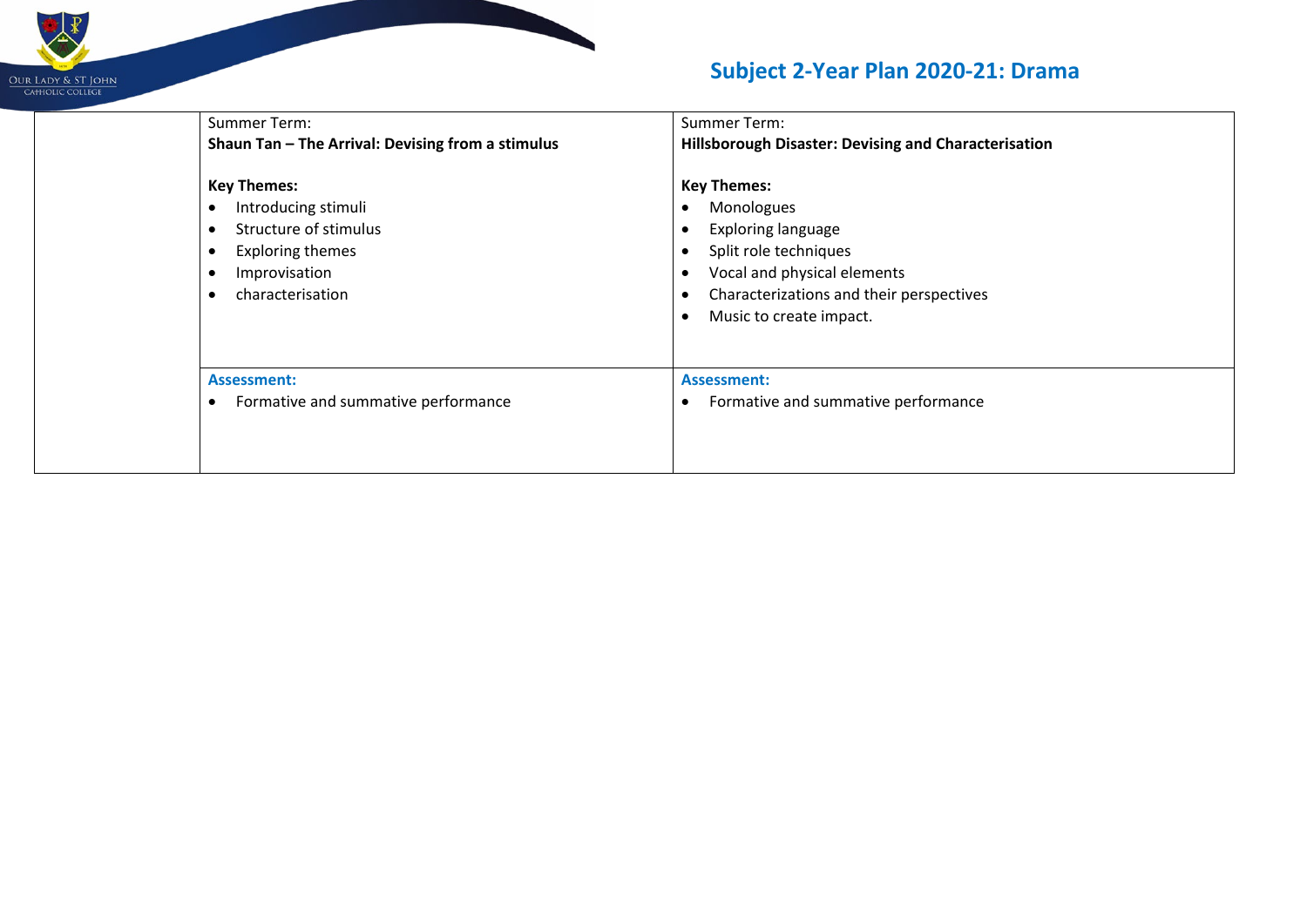# Subject 2-Year Plan 2020-21: Drama

| | | |
|---|---|---|
| | Summer Term:<br>**Shaun Tan – The Arrival: Devising from a stimulus**<br><br>**Key Themes:**<br>• Introducing stimuli<br>• Structure of stimulus<br>• Exploring themes<br>• Improvisation<br>• characterisation | Summer Term:<br>**Hillsborough Disaster: Devising and Characterisation**<br><br>**Key Themes:**<br>• Monologues<br>• Exploring language<br>• Split role techniques<br>• Vocal and physical elements<br>• Characterizations and their perspectives<br>• Music to create impact. |
| | **Assessment:**<br>• Formative and summative performance | **Assessment:**<br>• Formative and summative performance |